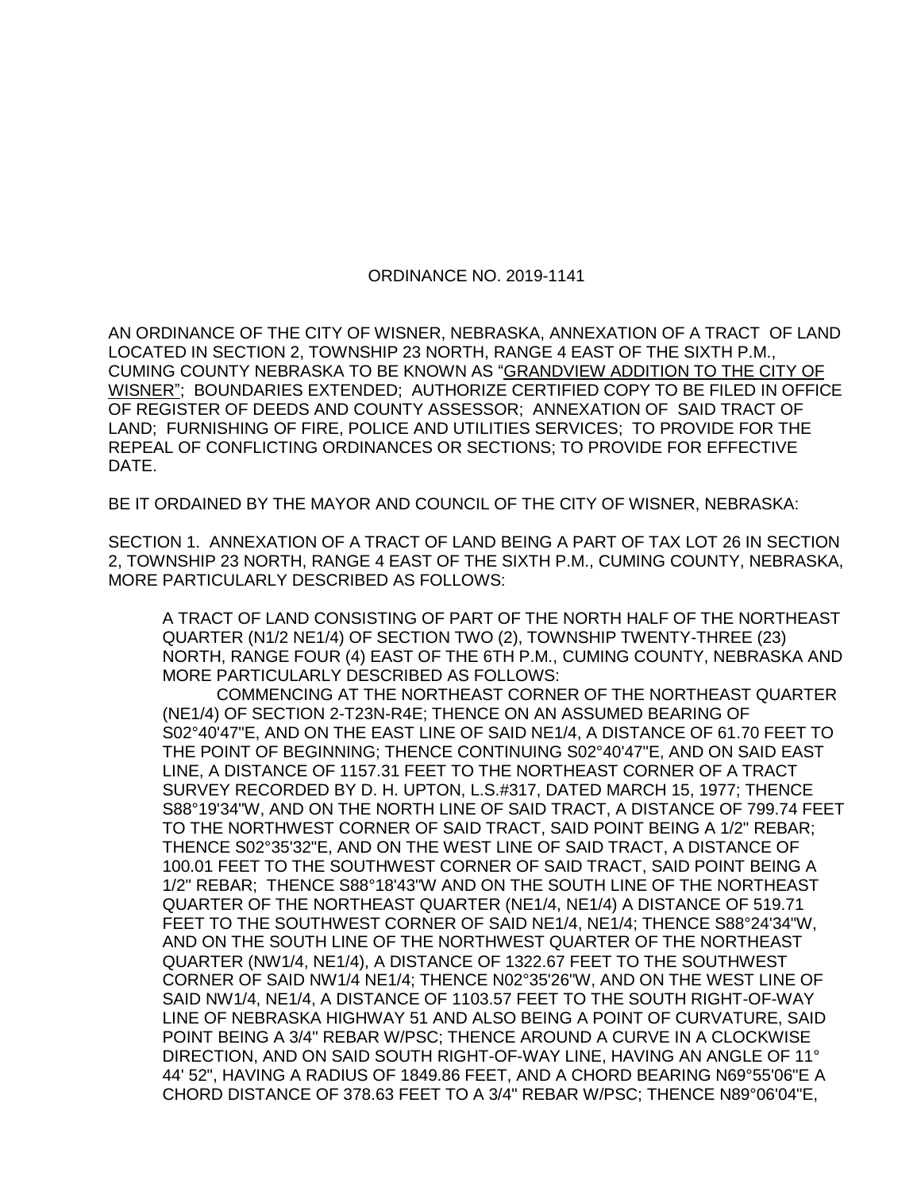# ORDINANCE NO. 2019-1141

AN ORDINANCE OF THE CITY OF WISNER, NEBRASKA, ANNEXATION OF A TRACT OF LAND LOCATED IN SECTION 2, TOWNSHIP 23 NORTH, RANGE 4 EAST OF THE SIXTH P.M., CUMING COUNTY NEBRASKA TO BE KNOWN AS "GRANDVIEW ADDITION TO THE CITY OF WISNER"; BOUNDARIES EXTENDED; AUTHORIZE CERTIFIED COPY TO BE FILED IN OFFICE OF REGISTER OF DEEDS AND COUNTY ASSESSOR; ANNEXATION OF SAID TRACT OF LAND; FURNISHING OF FIRE, POLICE AND UTILITIES SERVICES; TO PROVIDE FOR THE REPEAL OF CONFLICTING ORDINANCES OR SECTIONS; TO PROVIDE FOR EFFECTIVE DATE.

BE IT ORDAINED BY THE MAYOR AND COUNCIL OF THE CITY OF WISNER, NEBRASKA:

SECTION 1. ANNEXATION OF A TRACT OF LAND BEING A PART OF TAX LOT 26 IN SECTION 2, TOWNSHIP 23 NORTH, RANGE 4 EAST OF THE SIXTH P.M., CUMING COUNTY, NEBRASKA, MORE PARTICULARLY DESCRIBED AS FOLLOWS:

> A TRACT OF LAND CONSISTING OF PART OF THE NORTH HALF OF THE NORTHEAST QUARTER (N1/2 NE1/4) OF SECTION TWO (2), TOWNSHIP TWENTY-THREE (23) NORTH, RANGE FOUR (4) EAST OF THE 6TH P.M., CUMING COUNTY, NEBRASKA AND MORE PARTICULARLY DESCRIBED AS FOLLOWS:
>
> COMMENCING AT THE NORTHEAST CORNER OF THE NORTHEAST QUARTER (NE1/4) OF SECTION 2-T23N-R4E; THENCE ON AN ASSUMED BEARING OF S02°40'47"E, AND ON THE EAST LINE OF SAID NE1/4, A DISTANCE OF 61.70 FEET TO THE POINT OF BEGINNING; THENCE CONTINUING S02°40'47"E, AND ON SAID EAST LINE, A DISTANCE OF 1157.31 FEET TO THE NORTHEAST CORNER OF A TRACT SURVEY RECORDED BY D. H. UPTON, L.S.#317, DATED MARCH 15, 1977; THENCE S88°19'34"W, AND ON THE NORTH LINE OF SAID TRACT, A DISTANCE OF 799.74 FEET TO THE NORTHWEST CORNER OF SAID TRACT, SAID POINT BEING A 1/2" REBAR; THENCE S02°35'32"E, AND ON THE WEST LINE OF SAID TRACT, A DISTANCE OF 100.01 FEET TO THE SOUTHWEST CORNER OF SAID TRACT, SAID POINT BEING A 1/2" REBAR; THENCE S88°18'43"W AND ON THE SOUTH LINE OF THE NORTHEAST QUARTER OF THE NORTHEAST QUARTER (NE1/4, NE1/4) A DISTANCE OF 519.71 FEET TO THE SOUTHWEST CORNER OF SAID NE1/4, NE1/4; THENCE S88°24'34"W, AND ON THE SOUTH LINE OF THE NORTHWEST QUARTER OF THE NORTHEAST QUARTER (NW1/4, NE1/4), A DISTANCE OF 1322.67 FEET TO THE SOUTHWEST CORNER OF SAID NW1/4 NE1/4; THENCE N02°35'26"W, AND ON THE WEST LINE OF SAID NW1/4, NE1/4, A DISTANCE OF 1103.57 FEET TO THE SOUTH RIGHT-OF-WAY LINE OF NEBRASKA HIGHWAY 51 AND ALSO BEING A POINT OF CURVATURE, SAID POINT BEING A 3/4" REBAR W/PSC; THENCE AROUND A CURVE IN A CLOCKWISE DIRECTION, AND ON SAID SOUTH RIGHT-OF-WAY LINE, HAVING AN ANGLE OF 11° 44' 52", HAVING A RADIUS OF 1849.86 FEET, AND A CHORD BEARING N69°55'06"E A CHORD DISTANCE OF 378.63 FEET TO A 3/4" REBAR W/PSC; THENCE N89°06'04"E,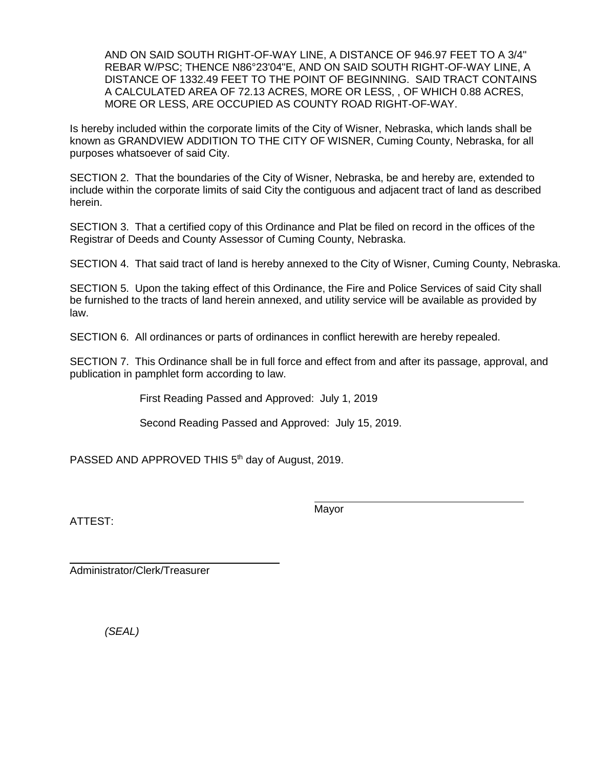AND ON SAID SOUTH RIGHT-OF-WAY LINE, A DISTANCE OF 946.97 FEET TO A 3/4" REBAR W/PSC; THENCE N86°23'04"E, AND ON SAID SOUTH RIGHT-OF-WAY LINE, A DISTANCE OF 1332.49 FEET TO THE POINT OF BEGINNING. SAID TRACT CONTAINS A CALCULATED AREA OF 72.13 ACRES, MORE OR LESS, , OF WHICH 0.88 ACRES, MORE OR LESS, ARE OCCUPIED AS COUNTY ROAD RIGHT-OF-WAY.

Is hereby included within the corporate limits of the City of Wisner, Nebraska, which lands shall be known as GRANDVIEW ADDITION TO THE CITY OF WISNER, Cuming County, Nebraska, for all purposes whatsoever of said City.

SECTION 2. That the boundaries of the City of Wisner, Nebraska, be and hereby are, extended to include within the corporate limits of said City the contiguous and adjacent tract of land as described herein.

SECTION 3. That a certified copy of this Ordinance and Plat be filed on record in the offices of the Registrar of Deeds and County Assessor of Cuming County, Nebraska.

SECTION 4. That said tract of land is hereby annexed to the City of Wisner, Cuming County, Nebraska.

SECTION 5. Upon the taking effect of this Ordinance, the Fire and Police Services of said City shall be furnished to the tracts of land herein annexed, and utility service will be available as provided by law.

SECTION 6. All ordinances or parts of ordinances in conflict herewith are hereby repealed.

SECTION 7. This Ordinance shall be in full force and effect from and after its passage, approval, and publication in pamphlet form according to law.

First Reading Passed and Approved: July 1, 2019

Second Reading Passed and Approved: July 15, 2019.

PASSED AND APPROVED THIS 5th day of August, 2019.

\_\_\_\_\_\_\_\_\_\_\_\_\_\_\_\_\_\_\_\_\_\_\_\_\_\_\_\_\_\_\_\_\_\_\_\_
Mayor

ATTEST:

\_\_\_\_\_\_\_\_\_\_\_\_\_\_\_\_\_\_\_\_\_\_\_\_\_\_\_\_\_\_\_\_\_\_\_\_
Administrator/Clerk/Treasurer

*(SEAL)*